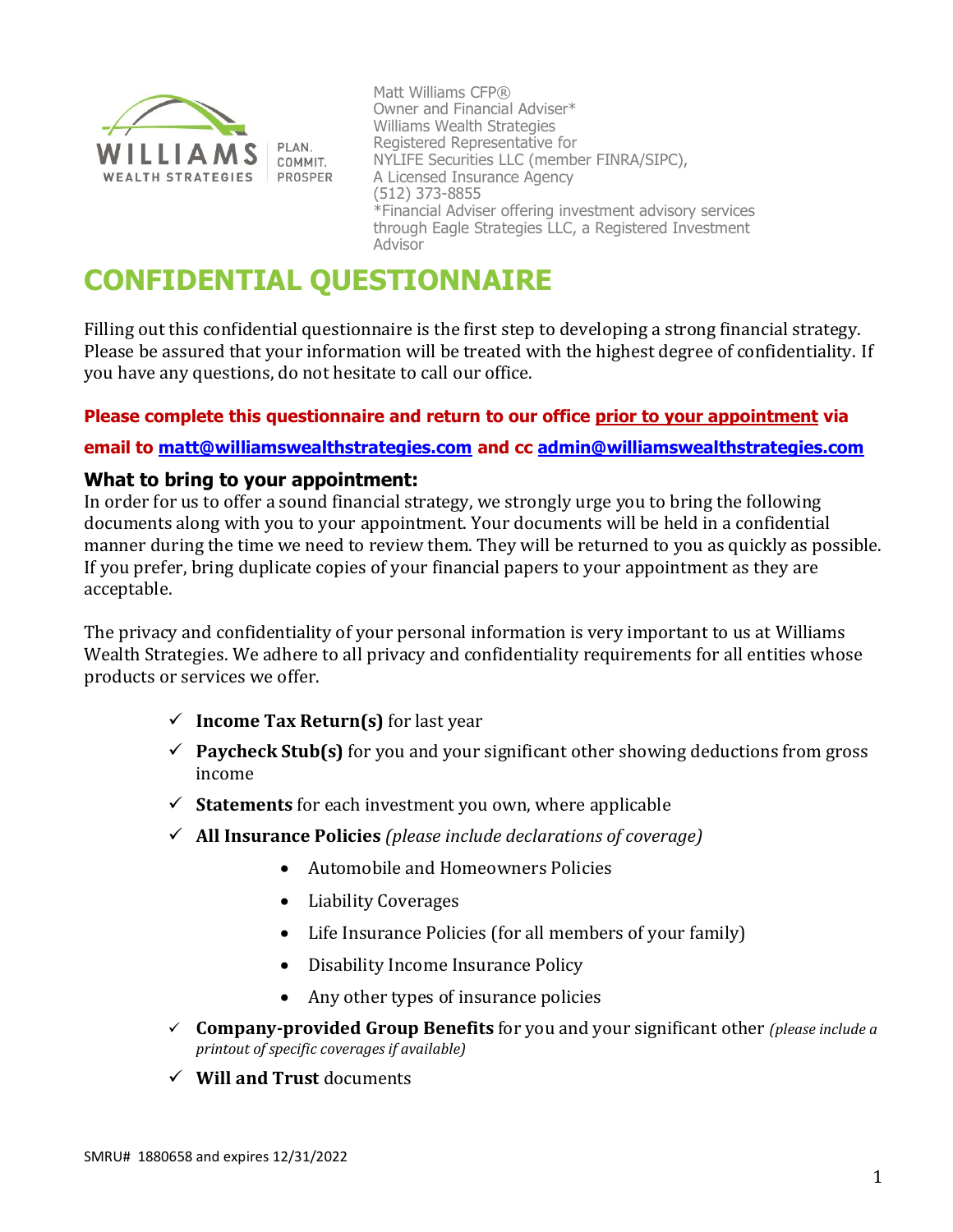WILLIAMS WEALTH STRATEGIES | PLAN. COMMIT. PROSPER.

Matt Williams CFP®
Owner and Financial Adviser*
Williams Wealth Strategies
Registered Representative for
NYLIFE Securities LLC (member FINRA/SIPC),
A Licensed Insurance Agency
(512) 373-8855
*Financial Adviser offering investment advisory services through Eagle Strategies LLC, a Registered Investment Advisor

# CONFIDENTIAL QUESTIONNAIRE

Filling out this confidential questionnaire is the first step to developing a strong financial strategy. Please be assured that your information will be treated with the highest degree of confidentiality. If you have any questions, do not hesitate to call our office.

**Please complete this questionnaire and return to our office prior to your appointment via email to matt@williamswealthstrategies.com and cc admin@williamswealthstrategies.com**

### What to bring to your appointment:

In order for us to offer a sound financial strategy, we strongly urge you to bring the following documents along with you to your appointment. Your documents will be held in a confidential manner during the time we need to review them. They will be returned to you as quickly as possible. If you prefer, bring duplicate copies of your financial papers to your appointment as they are acceptable.

The privacy and confidentiality of your personal information is very important to us at Williams Wealth Strategies. We adhere to all privacy and confidentiality requirements for all entities whose products or services we offer.

- ✓ **Income Tax Return(s)** for last year
- ✓ **Paycheck Stub(s)** for you and your significant other showing deductions from gross income
- ✓ **Statements** for each investment you own, where applicable
- ✓ **All Insurance Policies** *(please include declarations of coverage)*
  - Automobile and Homeowners Policies
  - Liability Coverages
  - Life Insurance Policies (for all members of your family)
  - Disability Income Insurance Policy
  - Any other types of insurance policies
- ✓ **Company-provided Group Benefits** for you and your significant other *(please include a printout of specific coverages if available)*
- ✓ **Will and Trust** documents

SMRU# 1880658 and expires 12/31/2022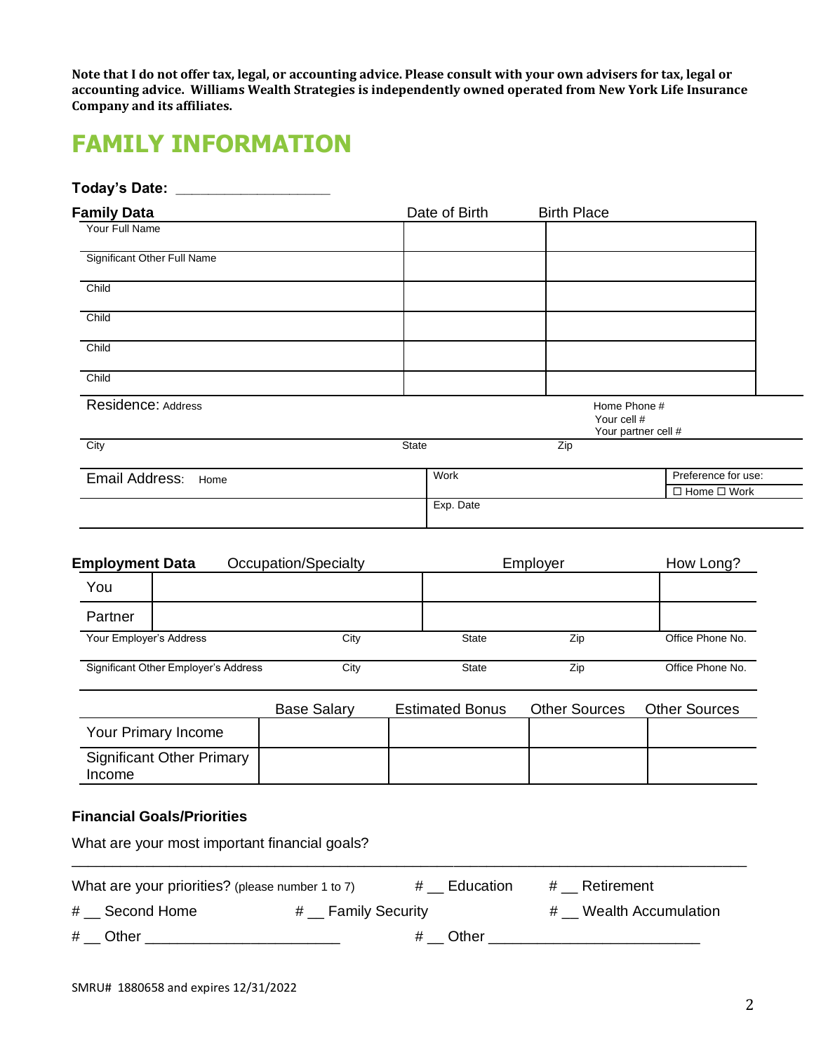**Note that I do not offer tax, legal, or accounting advice. Please consult with your own advisers for tax, legal or accounting advice. Williams Wealth Strategies is independently owned operated from New York Life Insurance Company and its affiliates.**

# FAMILY INFORMATION

**Today's Date:** ____________________

| **Family Data** | Date of Birth | Birth Place |
|---|---|---|
| Your Full Name | | |
| Significant Other Full Name | | |
| Child | | |
| Child | | |
| Child | | |
| Child | | |

| Residence: Address | | Home Phone # <br> Your cell # <br> Your partner cell # |
|---|---|---|
| City | State | Zip |

| Email Address: Home | Work | Preference for use: ☐ Home ☐ Work |
|---|---|---|
| | Exp. Date | |

| **Employment Data** | Occupation/Specialty | Employer | How Long? |
|---|---|---|---|
| You | | | |
| Partner | | | |

| Your Employer's Address | City | State | Zip | Office Phone No. |
|---|---|---|---|---|
| Significant Other Employer's Address | City | State | Zip | Office Phone No. |

| | Base Salary | Estimated Bonus | Other Sources | Other Sources |
|---|---|---|---|---|
| Your Primary Income | | | | |
| Significant Other Primary Income | | | | |

**Financial Goals/Priorities**

What are your most important financial goals?

_______________________________________________________________________________

What are your priorities? (please number 1 to 7)   # __ Education   # __ Retirement

# __ Second Home   # __ Family Security   # __ Wealth Accumulation

# __ Other ______________________   # __ Other ________________________

SMRU# 1880658 and expires 12/31/2022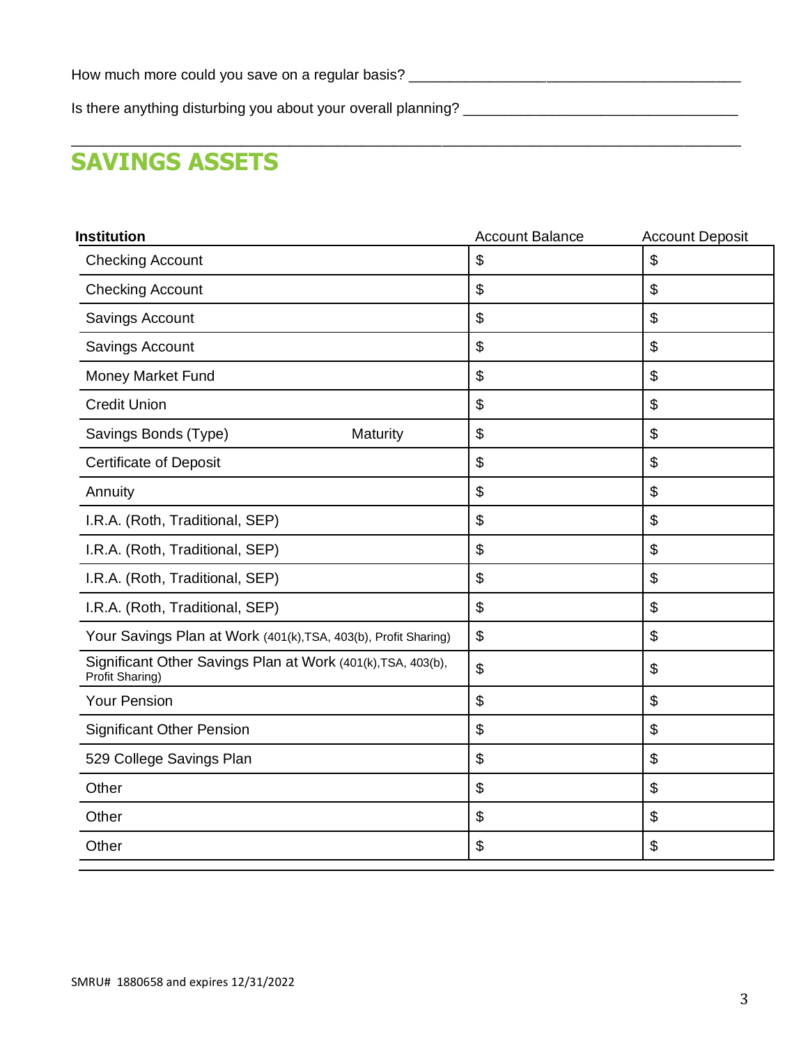How much more could you save on a regular basis? ___________________________________________

Is there anything disturbing you about overall planning? ___________________________________

___________________________________________________________________________________

## SAVINGS ASSETS

| **Institution** | Account Balance | Account Deposit |
|---|---|---|
| Checking Account | $ | $ |
| Checking Account | $ | $ |
| Savings Account | $ | $ |
| Savings Account | $ | $ |
| Money Market Fund | $ | $ |
| Credit Union | $ | $ |
| Savings Bonds (Type) Maturity | $ | $ |
| Certificate of Deposit | $ | $ |
| Annuity | $ | $ |
| I.R.A. (Roth, Traditional, SEP) | $ | $ |
| I.R.A. (Roth, Traditional, SEP) | $ | $ |
| I.R.A. (Roth, Traditional, SEP) | $ | $ |
| I.R.A. (Roth, Traditional, SEP) | $ | $ |
| Your Savings Plan at Work (401(k),TSA, 403(b), Profit Sharing) | $ | $ |
| Significant Other Savings Plan at Work (401(k),TSA, 403(b), Profit Sharing) | $ | $ |
| Your Pension | $ | $ |
| Significant Other Pension | $ | $ |
| 529 College Savings Plan | $ | $ |
| Other | $ | $ |
| Other | $ | $ |
| Other | $ | $ |

SMRU# 1880658 and expires 12/31/2022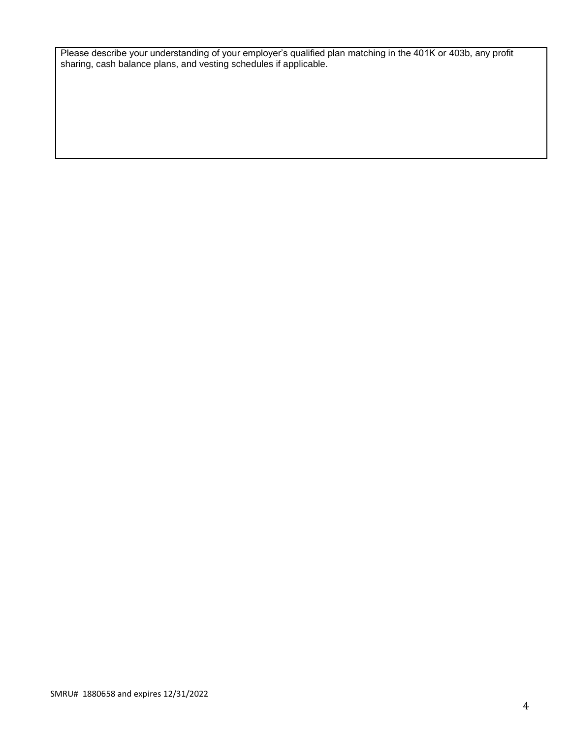Please describe your understanding of your employer's qualified plan matching in the 401K or 403b, any profit sharing, cash balance plans, and vesting schedules if applicable.

SMRU# 1880658 and expires 12/31/2022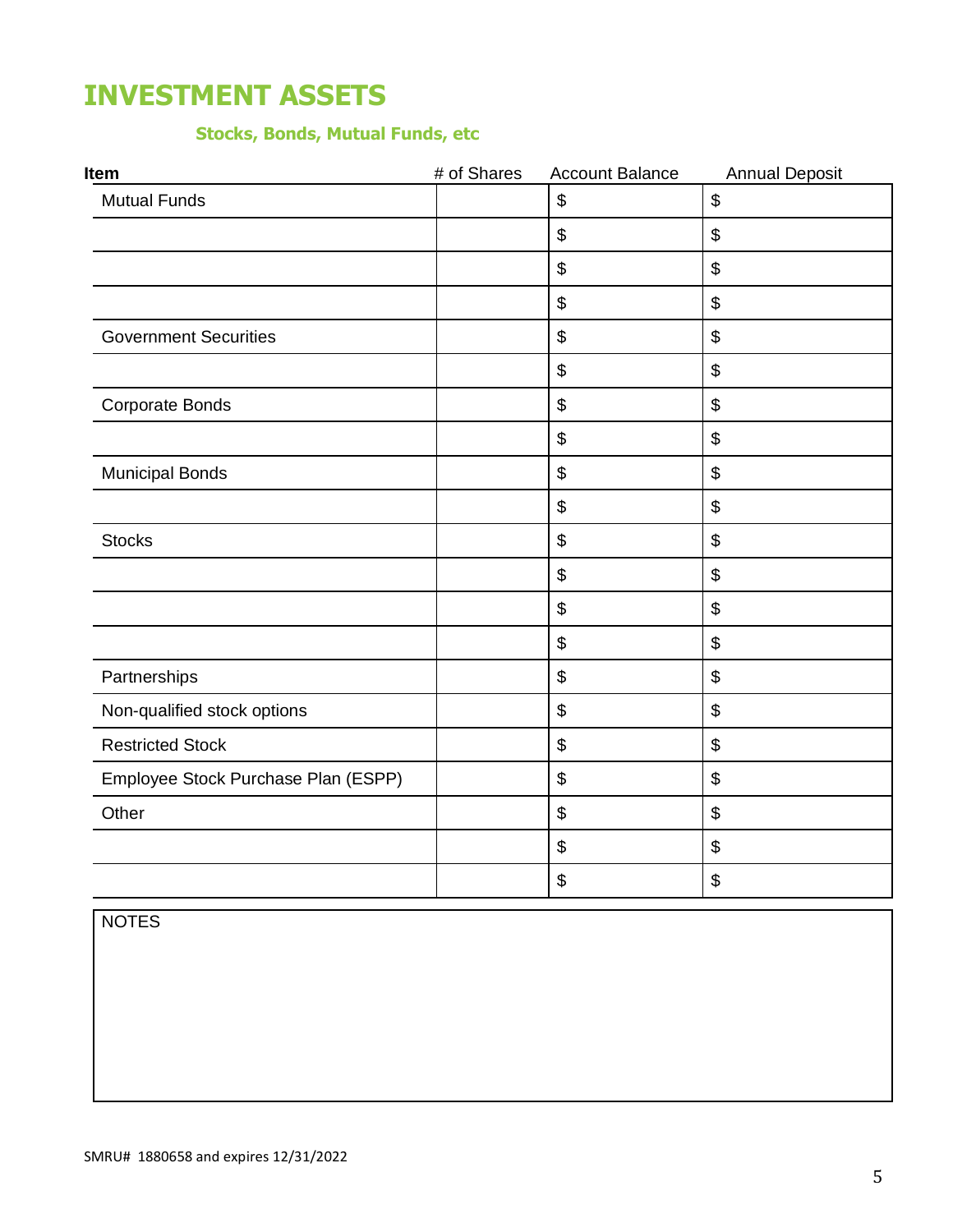# INVESTMENT ASSETS

### Stocks, Bonds, Mutual Funds, etc

| Item | # of Shares | Account Balance | Annual Deposit |
|---|---|---|---|
| Mutual Funds | | $ | $ |
| | | $ | $ |
| | | $ | $ |
| | | $ | $ |
| Government Securities | | $ | $ |
| | | $ | $ |
| Corporate Bonds | | $ | $ |
| | | $ | $ |
| Municipal Bonds | | $ | $ |
| | | $ | $ |
| Stocks | | $ | $ |
| | | $ | $ |
| | | $ | $ |
| | | $ | $ |
| Partnerships | | $ | $ |
| Non-qualified stock options | | $ | $ |
| Restricted Stock | | $ | $ |
| Employee Stock Purchase Plan (ESPP) | | $ | $ |
| Other | | $ | $ |
| | | $ | $ |
| | | $ | $ |

| NOTES |
|---|
| |

SMRU# 1880658 and expires 12/31/2022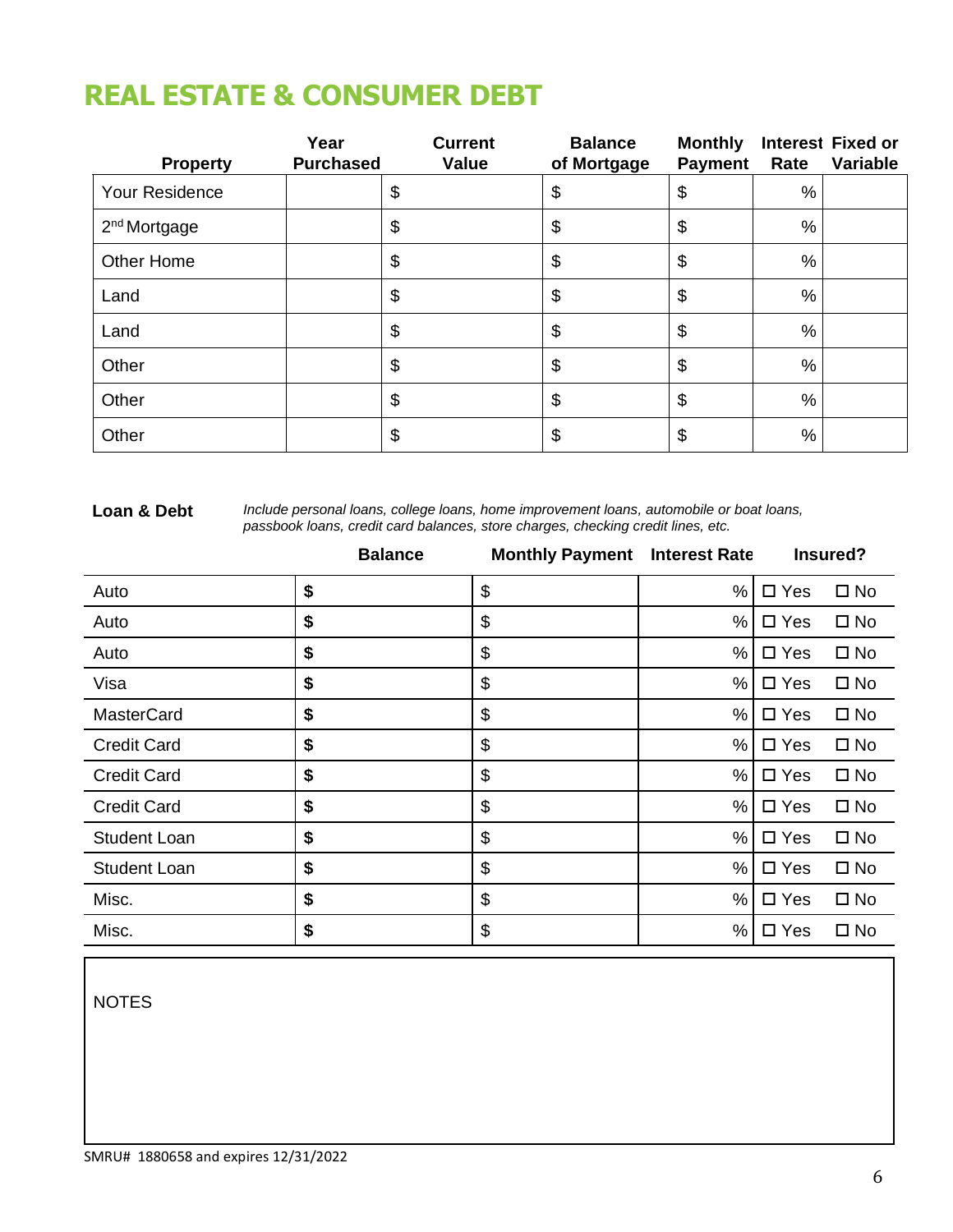# REAL ESTATE & CONSUMER DEBT

| Property | Year Purchased | Current Value | Balance of Mortgage | Monthly Payment | Interest Rate | Fixed or Variable |
|---|---|---|---|---|---|---|
| Your Residence | | $ | $ | $ | % | |
| 2nd Mortgage | | $ | $ | $ | % | |
| Other Home | | $ | $ | $ | % | |
| Land | | $ | $ | $ | % | |
| Land | | $ | $ | $ | % | |
| Other | | $ | $ | $ | % | |
| Other | | $ | $ | $ | % | |
| Other | | $ | $ | $ | % | |

**Loan & Debt** *Include personal loans, college loans, home improvement loans, automobile or boat loans, passbook loans, credit card balances, store charges, checking credit lines, etc.*

| | Balance | Monthly Payment | Interest Rate | Insured? |
|---|---|---|---|---|
| Auto | **$** | $ | % | ☐ Yes ☐ No |
| Auto | **$** | $ | % | ☐ Yes ☐ No |
| Auto | **$** | $ | % | ☐ Yes ☐ No |
| Visa | **$** | $ | % | ☐ Yes ☐ No |
| MasterCard | **$** | $ | % | ☐ Yes ☐ No |
| Credit Card | **$** | $ | % | ☐ Yes ☐ No |
| Credit Card | **$** | $ | % | ☐ Yes ☐ No |
| Credit Card | **$** | $ | % | ☐ Yes ☐ No |
| Student Loan | **$** | $ | % | ☐ Yes ☐ No |
| Student Loan | **$** | $ | % | ☐ Yes ☐ No |
| Misc. | **$** | $ | % | ☐ Yes ☐ No |
| Misc. | **$** | $ | % | ☐ Yes ☐ No |

NOTES

SMRU# 1880658 and expires 12/31/2022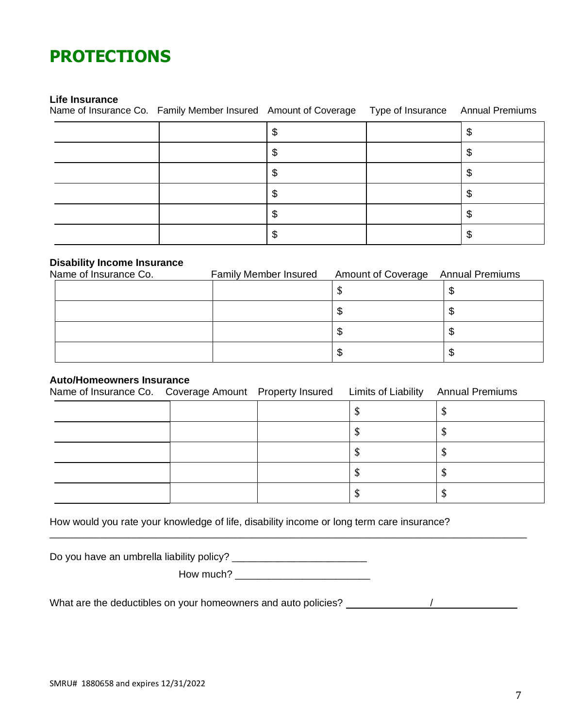# PROTECTIONS

**Life Insurance**

| Name of Insurance Co. | Family Member Insured | Amount of Coverage | Type of Insurance | Annual Premiums |
|---|---|---|---|---|
| | | $ | | $ |
| | | $ | | $ |
| | | $ | | $ |
| | | $ | | $ |
| | | $ | | $ |
| | | $ | | $ |

**Disability Income Insurance**

| Name of Insurance Co. | Family Member Insured | Amount of Coverage | Annual Premiums |
|---|---|---|---|
| | | $ | $ |
| | | $ | $ |
| | | $ | $ |
| | | $ | $ |

**Auto/Homeowners Insurance**

| Name of Insurance Co. | Coverage Amount | Property Insured | Limits of Liability | Annual Premiums |
|---|---|---|---|---|
| | | | $ | $ |
| | | | $ | $ |
| | | | $ | $ |
| | | | $ | $ |
| | | | $ | $ |

How would you rate your knowledge of life, disability income or long term care insurance?

______________________________________________________________________________

Do you have an umbrella liability policy? ______________________

How much? ______________________

What are the deductibles on your homeowners and auto policies? ______________ / ______________

SMRU# 1880658 and expires 12/31/2022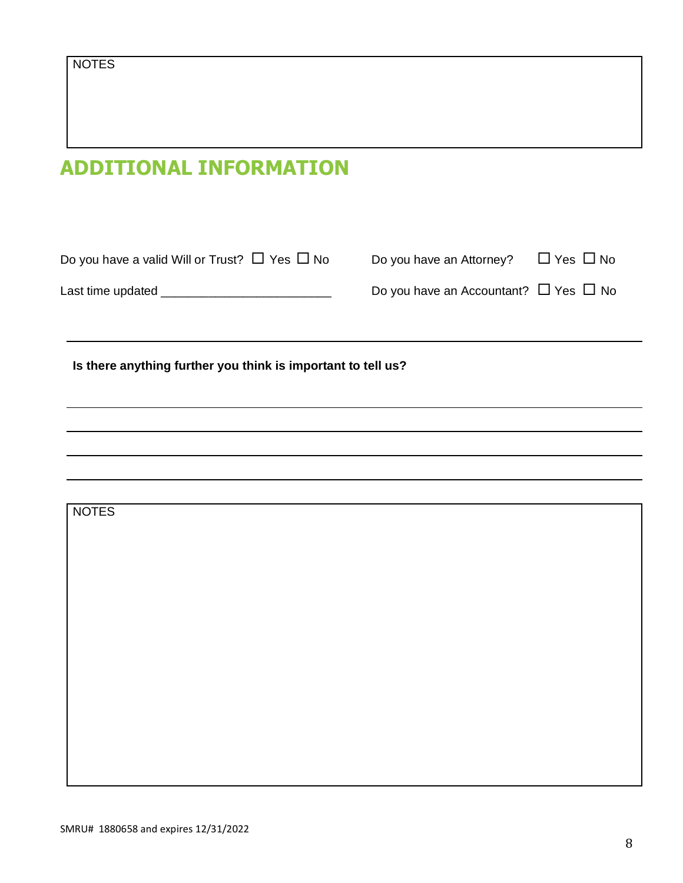NOTES

## ADDITIONAL INFORMATION

Do you have a valid Will or Trust? ☐ Yes ☐ No

Last time updated ________________________

Do you have an Attorney? ☐ Yes ☐ No

Do you have an Accountant? ☐ Yes ☐ No

---

**Is there anything further you think is important to tell us?**

______________________________________________________________________

______________________________________________________________________

______________________________________________________________________

______________________________________________________________________

NOTES

SMRU# 1880658 and expires 12/31/2022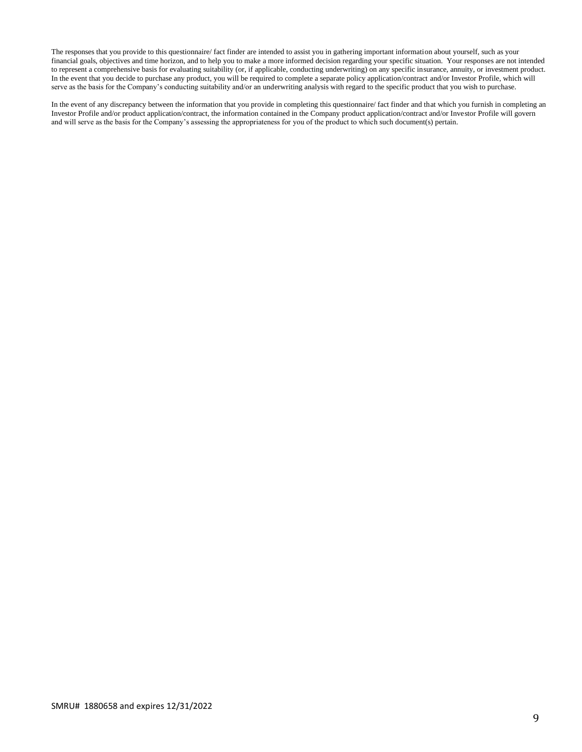The responses that you provide to this questionnaire/ fact finder are intended to assist you in gathering important information about yourself, such as your financial goals, objectives and time horizon, and to help you to make a more informed decision regarding your specific situation. Your responses are not intended to represent a comprehensive basis for evaluating suitability (or, if applicable, conducting underwriting) on any specific insurance, annuity, or investment product. In the event that you decide to purchase any product, you will be required to complete a separate policy application/contract and/or Investor Profile, which will serve as the basis for the Company's conducting suitability and/or an underwriting analysis with regard to the specific product that you wish to purchase.

In the event of any discrepancy between the information that you provide in completing this questionnaire/ fact finder and that which you furnish in completing an Investor Profile and/or product application/contract, the information contained in the Company product application/contract and/or Investor Profile will govern and will serve as the basis for the Company's assessing the appropriateness for you of the product to which such document(s) pertain.

SMRU# 1880658 and expires 12/31/2022